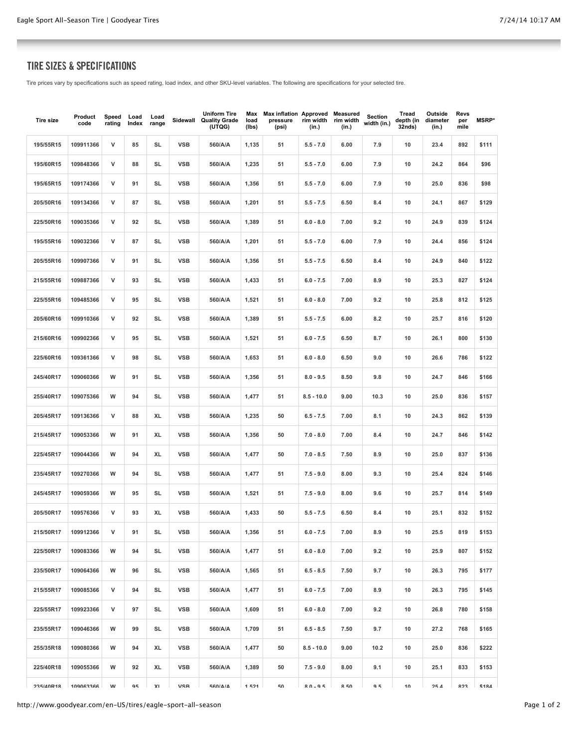## TIRE SIZES & SPECIFICATIONS

Tire prices vary by specifications such as speed rating, load index, and other SKU-level variables. The following are specifications for your selected tire.

| Tire size | Product code | Speed rating | Load Index | Load range | Sidewall | Uniform Tire Quality Grade (UTQG) | Max load (lbs) | Max inflation pressure (psi) | Approved rim width (in.) | Measured rim width (in.) | Section width (in.) | Tread depth (in 32nds) | Outside diameter (in.) | Revs per mile | MSRP* |
|---|---|---|---|---|---|---|---|---|---|---|---|---|---|---|---|
| 195/55R15 | 109911366 | V | 85 | SL | VSB | 560/A/A | 1,135 | 51 | 5.5 - 7.0 | 6.00 | 7.9 | 10 | 23.4 | 892 | $111 |
| 195/60R15 | 109848366 | V | 88 | SL | VSB | 560/A/A | 1,235 | 51 | 5.5 - 7.0 | 6.00 | 7.9 | 10 | 24.2 | 864 | $96 |
| 195/65R15 | 109174366 | V | 91 | SL | VSB | 560/A/A | 1,356 | 51 | 5.5 - 7.0 | 6.00 | 7.9 | 10 | 25.0 | 836 | $98 |
| 205/50R16 | 109134366 | V | 87 | SL | VSB | 560/A/A | 1,201 | 51 | 5.5 - 7.5 | 6.50 | 8.4 | 10 | 24.1 | 867 | $129 |
| 225/50R16 | 109035366 | V | 92 | SL | VSB | 560/A/A | 1,389 | 51 | 6.0 - 8.0 | 7.00 | 9.2 | 10 | 24.9 | 839 | $124 |
| 195/55R16 | 109032366 | V | 87 | SL | VSB | 560/A/A | 1,201 | 51 | 5.5 - 7.0 | 6.00 | 7.9 | 10 | 24.4 | 856 | $124 |
| 205/55R16 | 109907366 | V | 91 | SL | VSB | 560/A/A | 1,356 | 51 | 5.5 - 7.5 | 6.50 | 8.4 | 10 | 24.9 | 840 | $122 |
| 215/55R16 | 109887366 | V | 93 | SL | VSB | 560/A/A | 1,433 | 51 | 6.0 - 7.5 | 7.00 | 8.9 | 10 | 25.3 | 827 | $124 |
| 225/55R16 | 109485366 | V | 95 | SL | VSB | 560/A/A | 1,521 | 51 | 6.0 - 8.0 | 7.00 | 9.2 | 10 | 25.8 | 812 | $125 |
| 205/60R16 | 109910366 | V | 92 | SL | VSB | 560/A/A | 1,389 | 51 | 5.5 - 7.5 | 6.00 | 8.2 | 10 | 25.7 | 816 | $120 |
| 215/60R16 | 109902366 | V | 95 | SL | VSB | 560/A/A | 1,521 | 51 | 6.0 - 7.5 | 6.50 | 8.7 | 10 | 26.1 | 800 | $130 |
| 225/60R16 | 109361366 | V | 98 | SL | VSB | 560/A/A | 1,653 | 51 | 6.0 - 8.0 | 6.50 | 9.0 | 10 | 26.6 | 786 | $122 |
| 245/40R17 | 109060366 | W | 91 | SL | VSB | 560/A/A | 1,356 | 51 | 8.0 - 9.5 | 8.50 | 9.8 | 10 | 24.7 | 846 | $166 |
| 255/40R17 | 109075366 | W | 94 | SL | VSB | 560/A/A | 1,477 | 51 | 8.5 - 10.0 | 9.00 | 10.3 | 10 | 25.0 | 836 | $157 |
| 205/45R17 | 109136366 | V | 88 | XL | VSB | 560/A/A | 1,235 | 50 | 6.5 - 7.5 | 7.00 | 8.1 | 10 | 24.3 | 862 | $139 |
| 215/45R17 | 109053366 | W | 91 | XL | VSB | 560/A/A | 1,356 | 50 | 7.0 - 8.0 | 7.00 | 8.4 | 10 | 24.7 | 846 | $142 |
| 225/45R17 | 109044366 | W | 94 | XL | VSB | 560/A/A | 1,477 | 50 | 7.0 - 8.5 | 7.50 | 8.9 | 10 | 25.0 | 837 | $136 |
| 235/45R17 | 109270366 | W | 94 | SL | VSB | 560/A/A | 1,477 | 51 | 7.5 - 9.0 | 8.00 | 9.3 | 10 | 25.4 | 824 | $146 |
| 245/45R17 | 109059366 | W | 95 | SL | VSB | 560/A/A | 1,521 | 51 | 7.5 - 9.0 | 8.00 | 9.6 | 10 | 25.7 | 814 | $149 |
| 205/50R17 | 109576366 | V | 93 | XL | VSB | 560/A/A | 1,433 | 50 | 5.5 - 7.5 | 6.50 | 8.4 | 10 | 25.1 | 832 | $152 |
| 215/50R17 | 109912366 | V | 91 | SL | VSB | 560/A/A | 1,356 | 51 | 6.0 - 7.5 | 7.00 | 8.9 | 10 | 25.5 | 819 | $153 |
| 225/50R17 | 109083366 | W | 94 | SL | VSB | 560/A/A | 1,477 | 51 | 6.0 - 8.0 | 7.00 | 9.2 | 10 | 25.9 | 807 | $152 |
| 235/50R17 | 109064366 | W | 96 | SL | VSB | 560/A/A | 1,565 | 51 | 6.5 - 8.5 | 7.50 | 9.7 | 10 | 26.3 | 795 | $177 |
| 215/55R17 | 109085366 | V | 94 | SL | VSB | 560/A/A | 1,477 | 51 | 6.0 - 7.5 | 7.00 | 8.9 | 10 | 26.3 | 795 | $145 |
| 225/55R17 | 109923366 | V | 97 | SL | VSB | 560/A/A | 1,609 | 51 | 6.0 - 8.0 | 7.00 | 9.2 | 10 | 26.8 | 780 | $158 |
| 235/55R17 | 109046366 | W | 99 | SL | VSB | 560/A/A | 1,709 | 51 | 6.5 - 8.5 | 7.50 | 9.7 | 10 | 27.2 | 768 | $165 |
| 255/35R18 | 109080366 | W | 94 | XL | VSB | 560/A/A | 1,477 | 50 | 8.5 - 10.0 | 9.00 | 10.2 | 10 | 25.0 | 836 | $222 |
| 225/40R18 | 109055366 | W | 92 | XL | VSB | 560/A/A | 1,389 | 50 | 7.5 - 9.0 | 8.00 | 9.1 | 10 | 25.1 | 833 | $153 |
| 235/40R18 | 109063366 | W | 95 | XL | VSB | 560/A/A | 1,521 | 50 | 8.0 - 9.5 | 8.50 | 9.5 | 10 | 25.4 | 823 | $184 |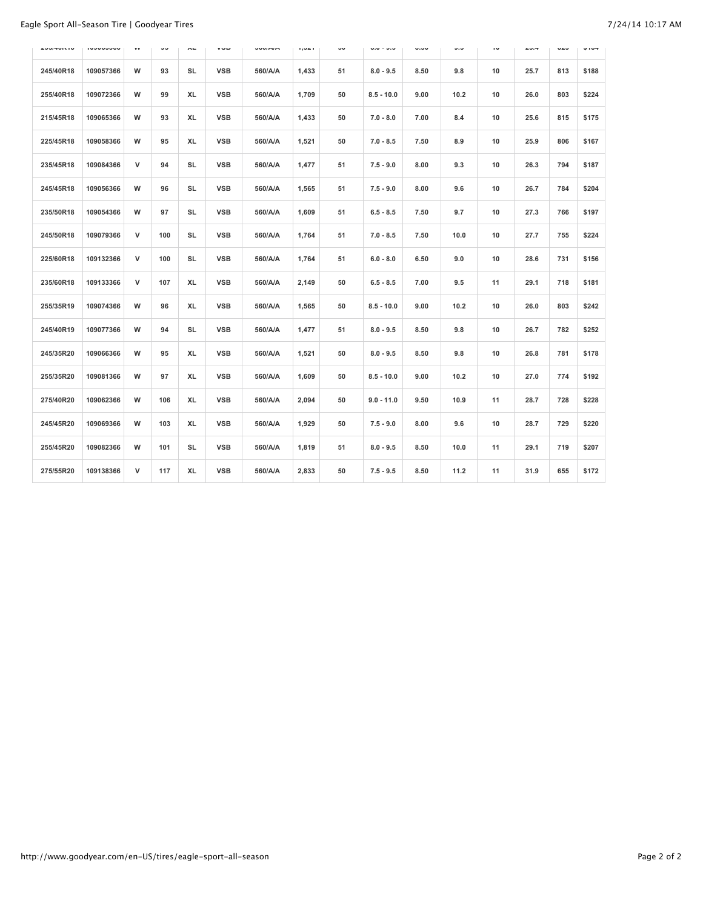| | | | | | | | | | | | | | | | |
|---|---|---|---|---|---|---|---|---|---|---|---|---|---|---|---|
| 245/40R18 | 109057366 | W | 93 | SL | VSB | 560/A/A | 1,433 | 51 | 8.0 - 9.5 | 8.50 | 9.8 | 10 | 25.7 | 813 | $188 |
| 255/40R18 | 109072366 | W | 99 | XL | VSB | 560/A/A | 1,709 | 50 | 8.5 - 10.0 | 9.00 | 10.2 | 10 | 26.0 | 803 | $224 |
| 215/45R18 | 109065366 | W | 93 | XL | VSB | 560/A/A | 1,433 | 50 | 7.0 - 8.0 | 7.00 | 8.4 | 10 | 25.6 | 815 | $175 |
| 225/45R18 | 109058366 | W | 95 | XL | VSB | 560/A/A | 1,521 | 50 | 7.0 - 8.5 | 7.50 | 8.9 | 10 | 25.9 | 806 | $167 |
| 235/45R18 | 109084366 | V | 94 | SL | VSB | 560/A/A | 1,477 | 51 | 7.5 - 9.0 | 8.00 | 9.3 | 10 | 26.3 | 794 | $187 |
| 245/45R18 | 109056366 | W | 96 | SL | VSB | 560/A/A | 1,565 | 51 | 7.5 - 9.0 | 8.00 | 9.6 | 10 | 26.7 | 784 | $204 |
| 235/50R18 | 109054366 | W | 97 | SL | VSB | 560/A/A | 1,609 | 51 | 6.5 - 8.5 | 7.50 | 9.7 | 10 | 27.3 | 766 | $197 |
| 245/50R18 | 109079366 | V | 100 | SL | VSB | 560/A/A | 1,764 | 51 | 7.0 - 8.5 | 7.50 | 10.0 | 10 | 27.7 | 755 | $224 |
| 225/60R18 | 109132366 | V | 100 | SL | VSB | 560/A/A | 1,764 | 51 | 6.0 - 8.0 | 6.50 | 9.0 | 10 | 28.6 | 731 | $156 |
| 235/60R18 | 109133366 | V | 107 | XL | VSB | 560/A/A | 2,149 | 50 | 6.5 - 8.5 | 7.00 | 9.5 | 11 | 29.1 | 718 | $181 |
| 255/35R19 | 109074366 | W | 96 | XL | VSB | 560/A/A | 1,565 | 50 | 8.5 - 10.0 | 9.00 | 10.2 | 10 | 26.0 | 803 | $242 |
| 245/40R19 | 109077366 | W | 94 | SL | VSB | 560/A/A | 1,477 | 51 | 8.0 - 9.5 | 8.50 | 9.8 | 10 | 26.7 | 782 | $252 |
| 245/35R20 | 109066366 | W | 95 | XL | VSB | 560/A/A | 1,521 | 50 | 8.0 - 9.5 | 8.50 | 9.8 | 10 | 26.8 | 781 | $178 |
| 255/35R20 | 109081366 | W | 97 | XL | VSB | 560/A/A | 1,609 | 50 | 8.5 - 10.0 | 9.00 | 10.2 | 10 | 27.0 | 774 | $192 |
| 275/40R20 | 109062366 | W | 106 | XL | VSB | 560/A/A | 2,094 | 50 | 9.0 - 11.0 | 9.50 | 10.9 | 11 | 28.7 | 728 | $228 |
| 245/45R20 | 109069366 | W | 103 | XL | VSB | 560/A/A | 1,929 | 50 | 7.5 - 9.0 | 8.00 | 9.6 | 10 | 28.7 | 729 | $220 |
| 255/45R20 | 109082366 | W | 101 | SL | VSB | 560/A/A | 1,819 | 51 | 8.0 - 9.5 | 8.50 | 10.0 | 11 | 29.1 | 719 | $207 |
| 275/55R20 | 109138366 | V | 117 | XL | VSB | 560/A/A | 2,833 | 50 | 7.5 - 9.5 | 8.50 | 11.2 | 11 | 31.9 | 655 | $172 |